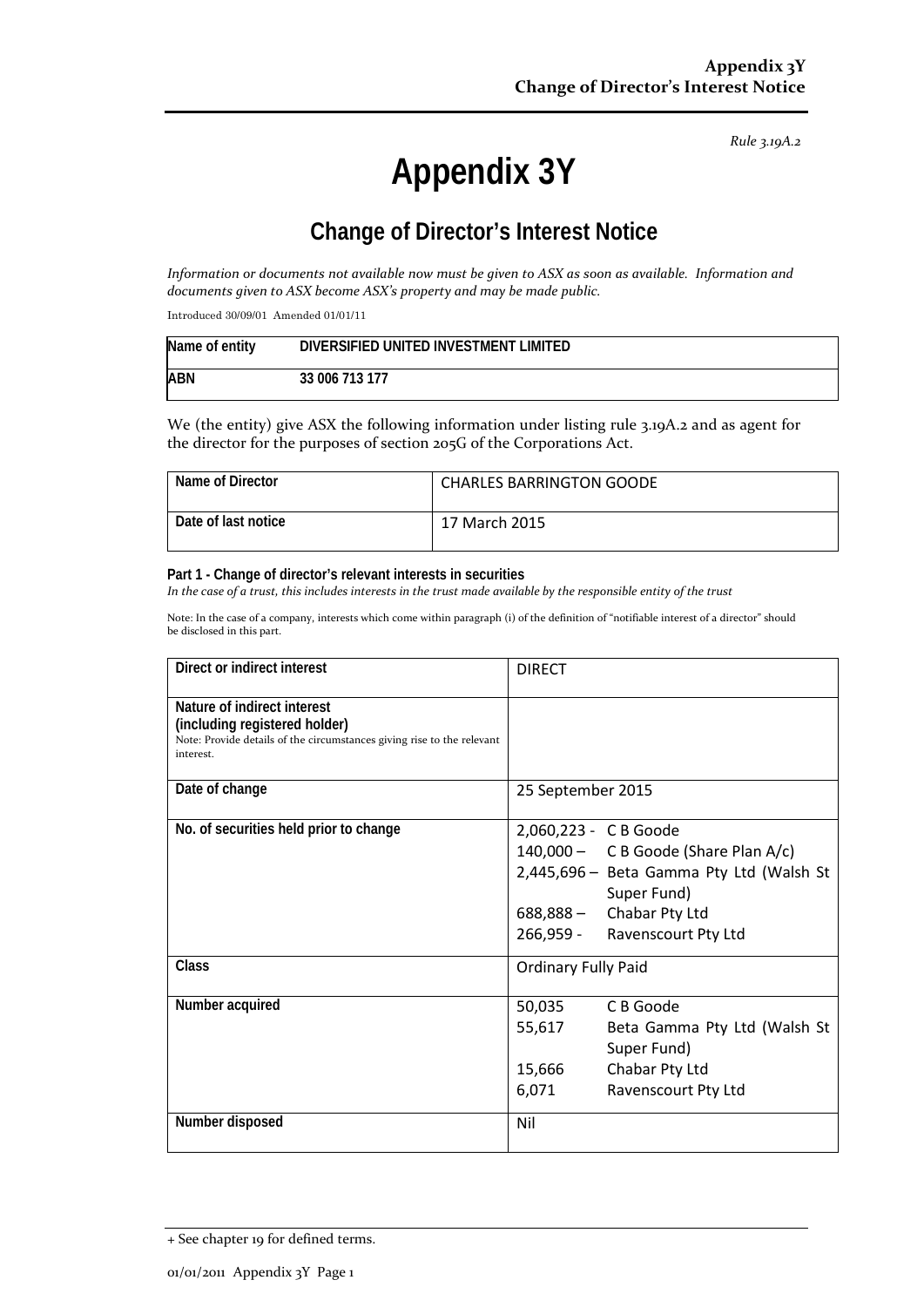*Rule 3.19A.2*

# Appendix 3Y

## Change of Director's Interest Notice

*Information or documents not available now must be given to ASX as soon as available. Information and documents given to ASX become ASX's property and may be made public.*

Introduced 30/09/01 Amended 01/01/11

| Name of entity | DIVERSIFIED UNITED INVESTMENT LIMITED |
|---|---|
| ABN | 33 006 713 177 |

We (the entity) give ASX the following information under listing rule 3.19A.2 and as agent for the director for the purposes of section 205G of the Corporations Act.

| Name of Director | CHARLES BARRINGTON GOODE |
|---|---|
| Date of last notice | 17 March 2015 |

**Part 1 - Change of director's relevant interests in securities**

*In the case of a trust, this includes interests in the trust made available by the responsible entity of the trust*

Note: In the case of a company, interests which come within paragraph (i) of the definition of "notifiable interest of a director" should be disclosed in this part.

| | |
|---|---|
| **Direct or indirect interest** | DIRECT |
| **Nature of indirect interest (including registered holder)**<br>Note: Provide details of the circumstances giving rise to the relevant interest. | |
| **Date of change** | 25 September 2015 |
| **No. of securities held prior to change** | 2,060,223 - C B Goode<br>140,000 – C B Goode (Share Plan A/c)<br>2,445,696 – Beta Gamma Pty Ltd (Walsh St Super Fund)<br>688,888 – Chabar Pty Ltd<br>266,959 - Ravenscourt Pty Ltd |
| **Class** | Ordinary Fully Paid |
| **Number acquired** | 50,035 C B Goode<br>55,617 Beta Gamma Pty Ltd (Walsh St Super Fund)<br>15,666 Chabar Pty Ltd<br>6,071 Ravenscourt Pty Ltd |
| **Number disposed** | Nil |

+ See chapter 19 for defined terms.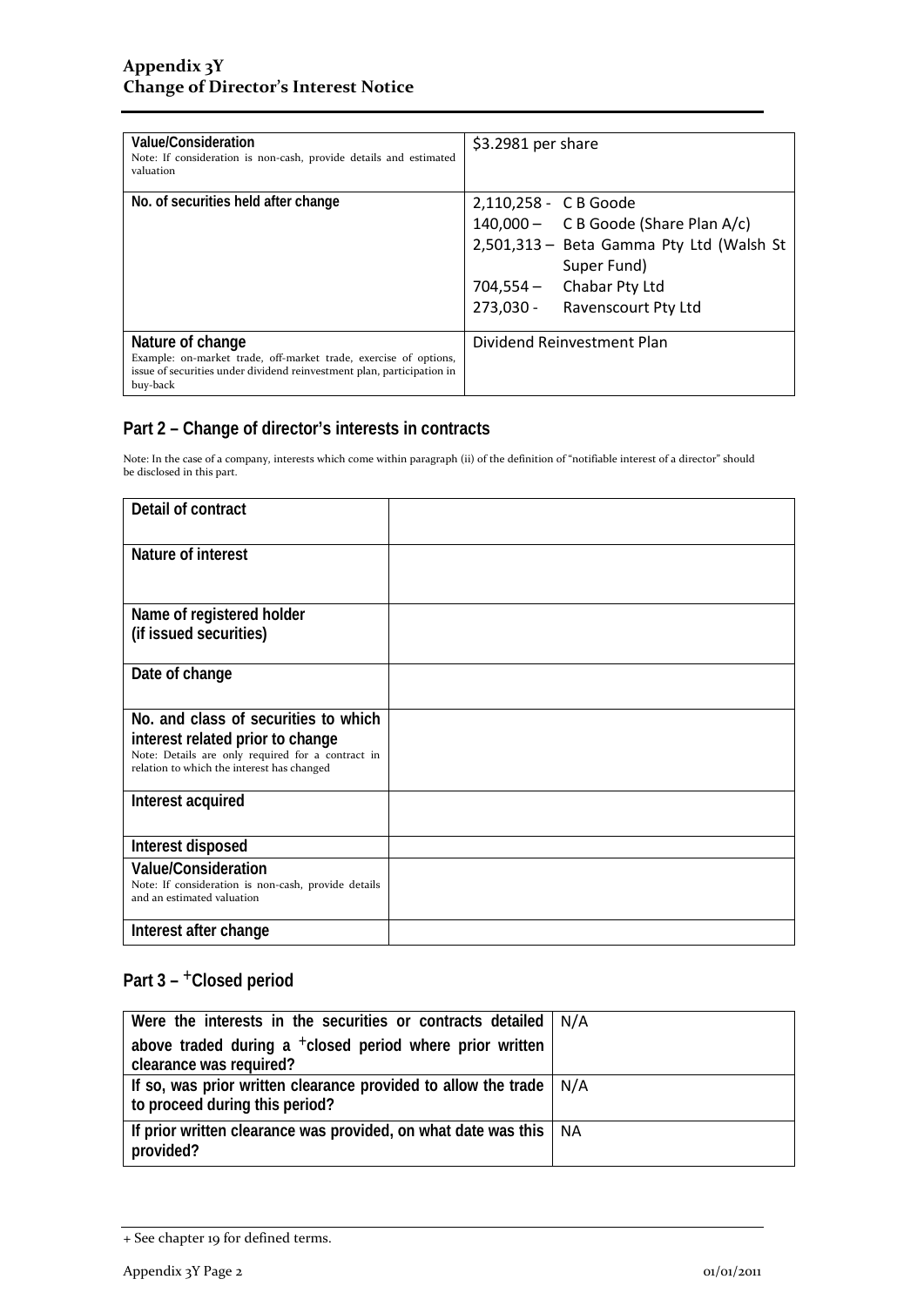| | |
|---|---|
| **Value/Consideration**<br>Note: If consideration is non-cash, provide details and estimated valuation | $3.2981 per share |
| **No. of securities held after change** | 2,110,258 - C B Goode<br>140,000 – C B Goode (Share Plan A/c)<br>2,501,313 – Beta Gamma Pty Ltd (Walsh St Super Fund)<br>704,554 – Chabar Pty Ltd<br>273,030 - Ravenscourt Pty Ltd |
| **Nature of change**<br>Example: on-market trade, off-market trade, exercise of options, issue of securities under dividend reinvestment plan, participation in buy-back | Dividend Reinvestment Plan |

## Part 2 – Change of director's interests in contracts

Note: In the case of a company, interests which come within paragraph (ii) of the definition of "notifiable interest of a director" should be disclosed in this part.

| | |
|---|---|
| **Detail of contract** | |
| **Nature of interest** | |
| **Name of registered holder (if issued securities)** | |
| **Date of change** | |
| **No. and class of securities to which interest related prior to change**<br>Note: Details are only required for a contract in relation to which the interest has changed | |
| **Interest acquired** | |
| **Interest disposed** | |
| **Value/Consideration**<br>Note: If consideration is non-cash, provide details and an estimated valuation | |
| **Interest after change** | |

## Part 3 – +Closed period

| | |
|---|---|
| **Were the interests in the securities or contracts detailed above traded during a +closed period where prior written clearance was required?** | N/A |
| **If so, was prior written clearance provided to allow the trade to proceed during this period?** | N/A |
| **If prior written clearance was provided, on what date was this provided?** | NA |

+ See chapter 19 for defined terms.